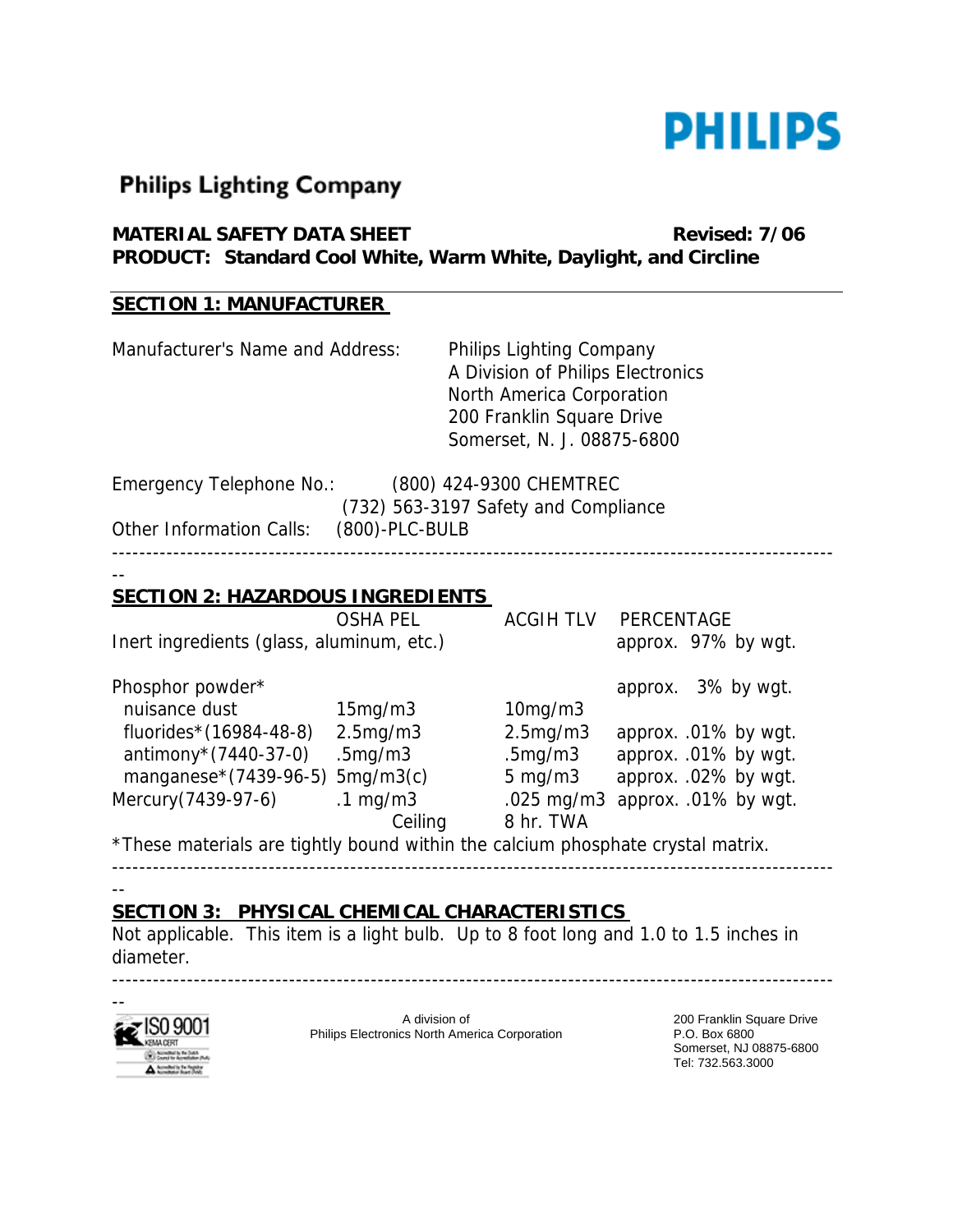**PHILIPS**

# Philips Lighting Company

**MATERIAL SAFETY DATA SHEET** **Revised: 7/06**
**PRODUCT: Standard Cool White, Warm White, Daylight, and Circline**

## SECTION 1: MANUFACTURER

Manufacturer's Name and Address:

Philips Lighting Company
A Division of Philips Electronics
North America Corporation
200 Franklin Square Drive
Somerset, N. J. 08875-6800

Emergency Telephone No.: (800) 424-9300 CHEMTREC
(732) 563-3197 Safety and Compliance

Other Information Calls: (800)-PLC-BULB

---

## SECTION 2: HAZARDOUS INGREDIENTS

| | OSHA PEL | ACGIH TLV | PERCENTAGE |
|---|---|---|---|
| Inert ingredients (glass, aluminum, etc.) | | | approx. 97% by wgt. |
| Phosphor powder* | | | approx. 3% by wgt. |
| nuisance dust | 15mg/m3 | 10mg/m3 | |
| fluorides*(16984-48-8) | 2.5mg/m3 | 2.5mg/m3 | approx. .01% by wgt. |
| antimony*(7440-37-0) | .5mg/m3 | .5mg/m3 | approx. .01% by wgt. |
| manganese*(7439-96-5) | 5mg/m3(c) | 5 mg/m3 | approx. .02% by wgt. |
| Mercury(7439-97-6) | .1 mg/m3 Ceiling | .025 mg/m3 8 hr. TWA | approx. .01% by wgt. |

*These materials are tightly bound within the calcium phosphate crystal matrix.

---

## SECTION 3: PHYSICAL CHEMICAL CHARACTERISTICS

Not applicable. This item is a light bulb. Up to 8 foot long and 1.0 to 1.5 inches in diameter.

---

ISO 9001

A division of
Philips Electronics North America Corporation

200 Franklin Square Drive
P.O. Box 6800
Somerset, NJ 08875-6800
Tel: 732.563.3000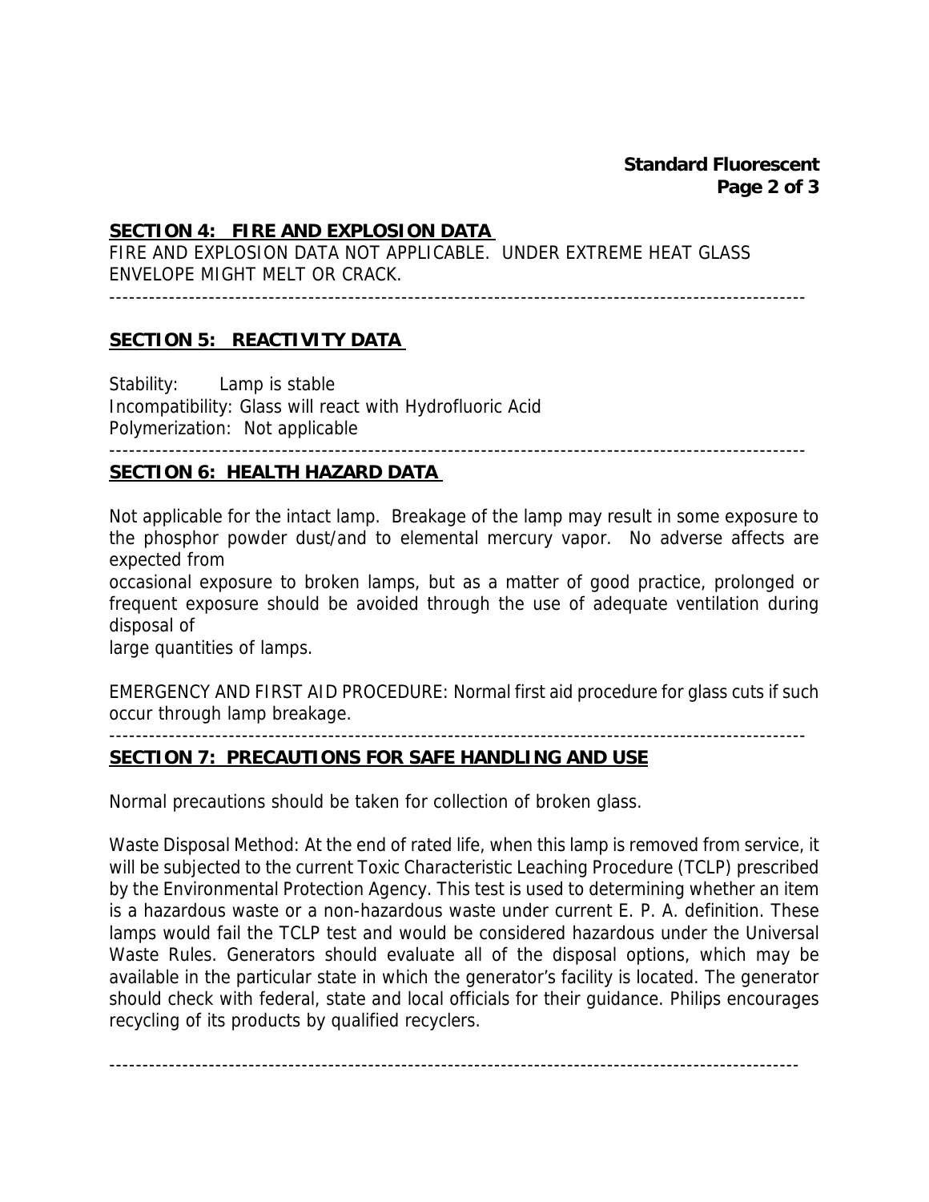## SECTION 4: FIRE AND EXPLOSION DATA

FIRE AND EXPLOSION DATA NOT APPLICABLE. UNDER EXTREME HEAT GLASS ENVELOPE MIGHT MELT OR CRACK.

---

## SECTION 5: REACTIVITY DATA

Stability: Lamp is stable
Incompatibility: Glass will react with Hydrofluoric Acid
Polymerization: Not applicable

---

## SECTION 6: HEALTH HAZARD DATA

Not applicable for the intact lamp. Breakage of the lamp may result in some exposure to the phosphor powder dust/and to elemental mercury vapor. No adverse affects are expected from occasional exposure to broken lamps, but as a matter of good practice, prolonged or frequent exposure should be avoided through the use of adequate ventilation during disposal of large quantities of lamps.

EMERGENCY AND FIRST AID PROCEDURE: Normal first aid procedure for glass cuts if such occur through lamp breakage.

---

## SECTION 7: PRECAUTIONS FOR SAFE HANDLING AND USE

Normal precautions should be taken for collection of broken glass.

Waste Disposal Method: At the end of rated life, when this lamp is removed from service, it will be subjected to the current Toxic Characteristic Leaching Procedure (TCLP) prescribed by the Environmental Protection Agency. This test is used to determining whether an item is a hazardous waste or a non-hazardous waste under current E. P. A. definition. These lamps would fail the TCLP test and would be considered hazardous under the Universal Waste Rules. Generators should evaluate all of the disposal options, which may be available in the particular state in which the generator's facility is located. The generator should check with federal, state and local officials for their guidance. Philips encourages recycling of its products by qualified recyclers.

---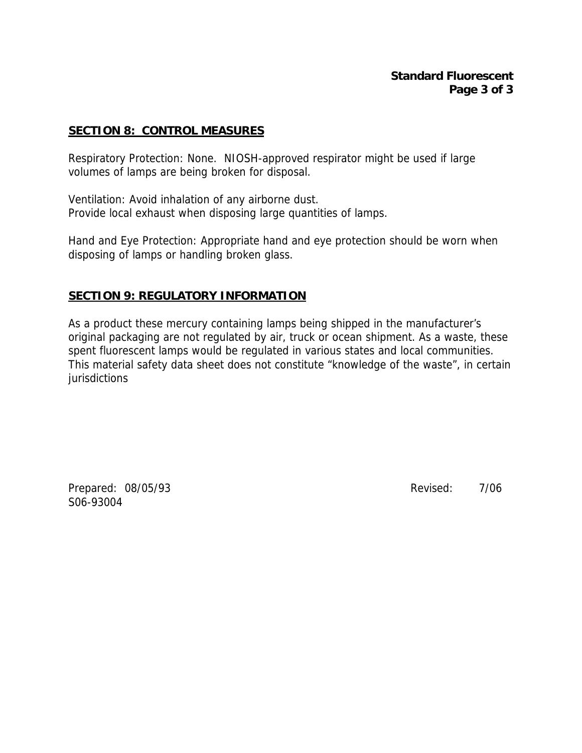## SECTION 8: CONTROL MEASURES

Respiratory Protection: None. NIOSH-approved respirator might be used if large volumes of lamps are being broken for disposal.

Ventilation: Avoid inhalation of any airborne dust.
Provide local exhaust when disposing large quantities of lamps.

Hand and Eye Protection: Appropriate hand and eye protection should be worn when disposing of lamps or handling broken glass.

## SECTION 9: REGULATORY INFORMATION

As a product these mercury containing lamps being shipped in the manufacturer's original packaging are not regulated by air, truck or ocean shipment. As a waste, these spent fluorescent lamps would be regulated in various states and local communities. This material safety data sheet does not constitute "knowledge of the waste", in certain jurisdictions

Prepared: 08/05/93 Revised: 7/06
S06-93004